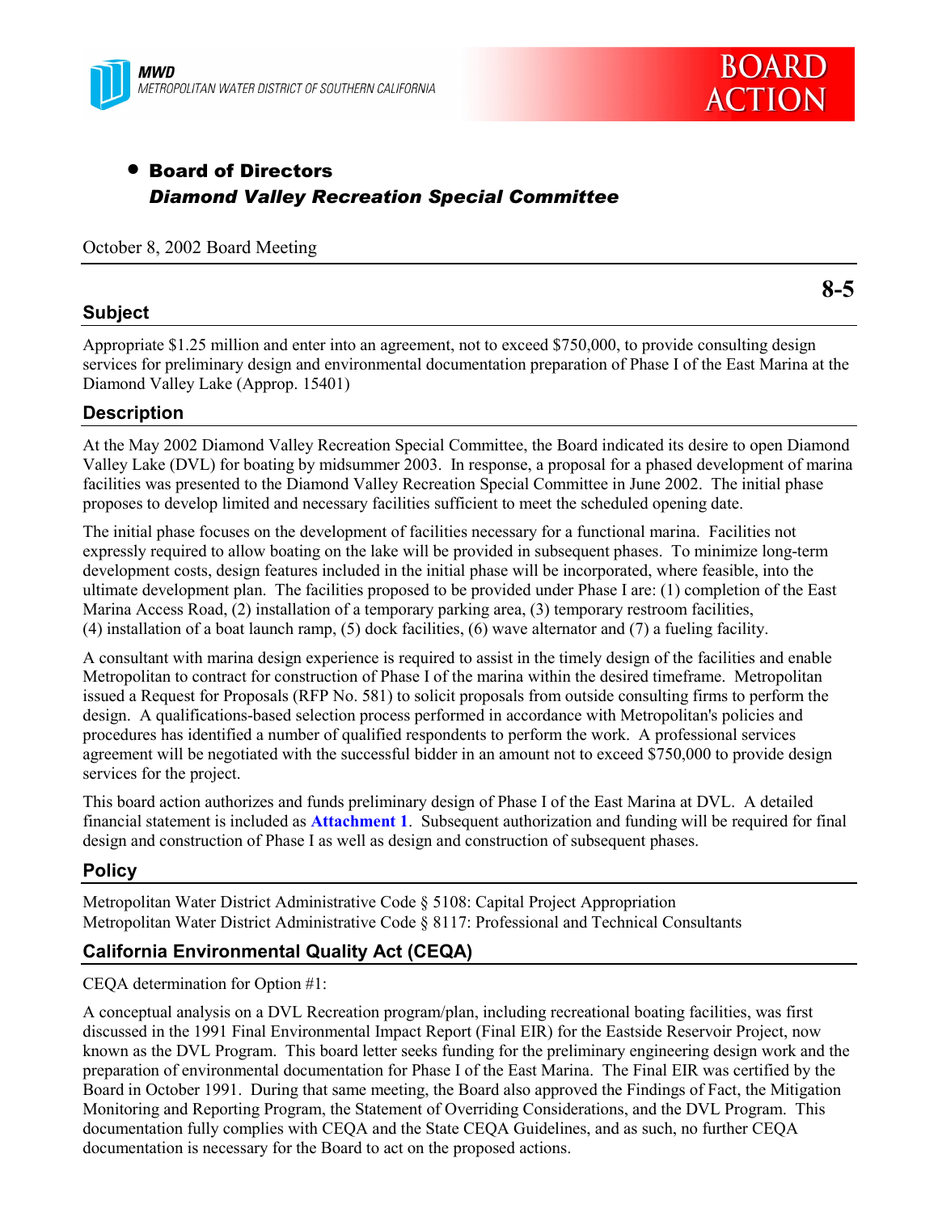MWD
METROPOLITAN WATER DISTRICT OF SOUTHERN CALIFORNIA

BOARD ACTION

- **Board of Directors**
  ***Diamond Valley Recreation Special Committee***

October 8, 2002 Board Meeting

**8-5**

## Subject

Appropriate $1.25 million and enter into an agreement, not to exceed $750,000, to provide consulting design services for preliminary design and environmental documentation preparation of Phase I of the East Marina at the Diamond Valley Lake (Approp. 15401)

## Description

At the May 2002 Diamond Valley Recreation Special Committee, the Board indicated its desire to open Diamond Valley Lake (DVL) for boating by midsummer 2003. In response, a proposal for a phased development of marina facilities was presented to the Diamond Valley Recreation Special Committee in June 2002. The initial phase proposes to develop limited and necessary facilities sufficient to meet the scheduled opening date.

The initial phase focuses on the development of facilities necessary for a functional marina. Facilities not expressly required to allow boating on the lake will be provided in subsequent phases. To minimize long-term development costs, design features included in the initial phase will be incorporated, where feasible, into the ultimate development plan. The facilities proposed to be provided under Phase I are: (1) completion of the East Marina Access Road, (2) installation of a temporary parking area, (3) temporary restroom facilities, (4) installation of a boat launch ramp, (5) dock facilities, (6) wave alternator and (7) a fueling facility.

A consultant with marina design experience is required to assist in the timely design of the facilities and enable Metropolitan to contract for construction of Phase I of the marina within the desired timeframe. Metropolitan issued a Request for Proposals (RFP No. 581) to solicit proposals from outside consulting firms to perform the design. A qualifications-based selection process performed in accordance with Metropolitan's policies and procedures has identified a number of qualified respondents to perform the work. A professional services agreement will be negotiated with the successful bidder in an amount not to exceed $750,000 to provide design services for the project.

This board action authorizes and funds preliminary design of Phase I of the East Marina at DVL. A detailed financial statement is included as **Attachment 1**. Subsequent authorization and funding will be required for final design and construction of Phase I as well as design and construction of subsequent phases.

## Policy

Metropolitan Water District Administrative Code § 5108: Capital Project Appropriation
Metropolitan Water District Administrative Code § 8117: Professional and Technical Consultants

## California Environmental Quality Act (CEQA)

CEQA determination for Option #1:

A conceptual analysis on a DVL Recreation program/plan, including recreational boating facilities, was first discussed in the 1991 Final Environmental Impact Report (Final EIR) for the Eastside Reservoir Project, now known as the DVL Program. This board letter seeks funding for the preliminary engineering design work and the preparation of environmental documentation for Phase I of the East Marina. The Final EIR was certified by the Board in October 1991. During that same meeting, the Board also approved the Findings of Fact, the Mitigation Monitoring and Reporting Program, the Statement of Overriding Considerations, and the DVL Program. This documentation fully complies with CEQA and the State CEQA Guidelines, and as such, no further CEQA documentation is necessary for the Board to act on the proposed actions.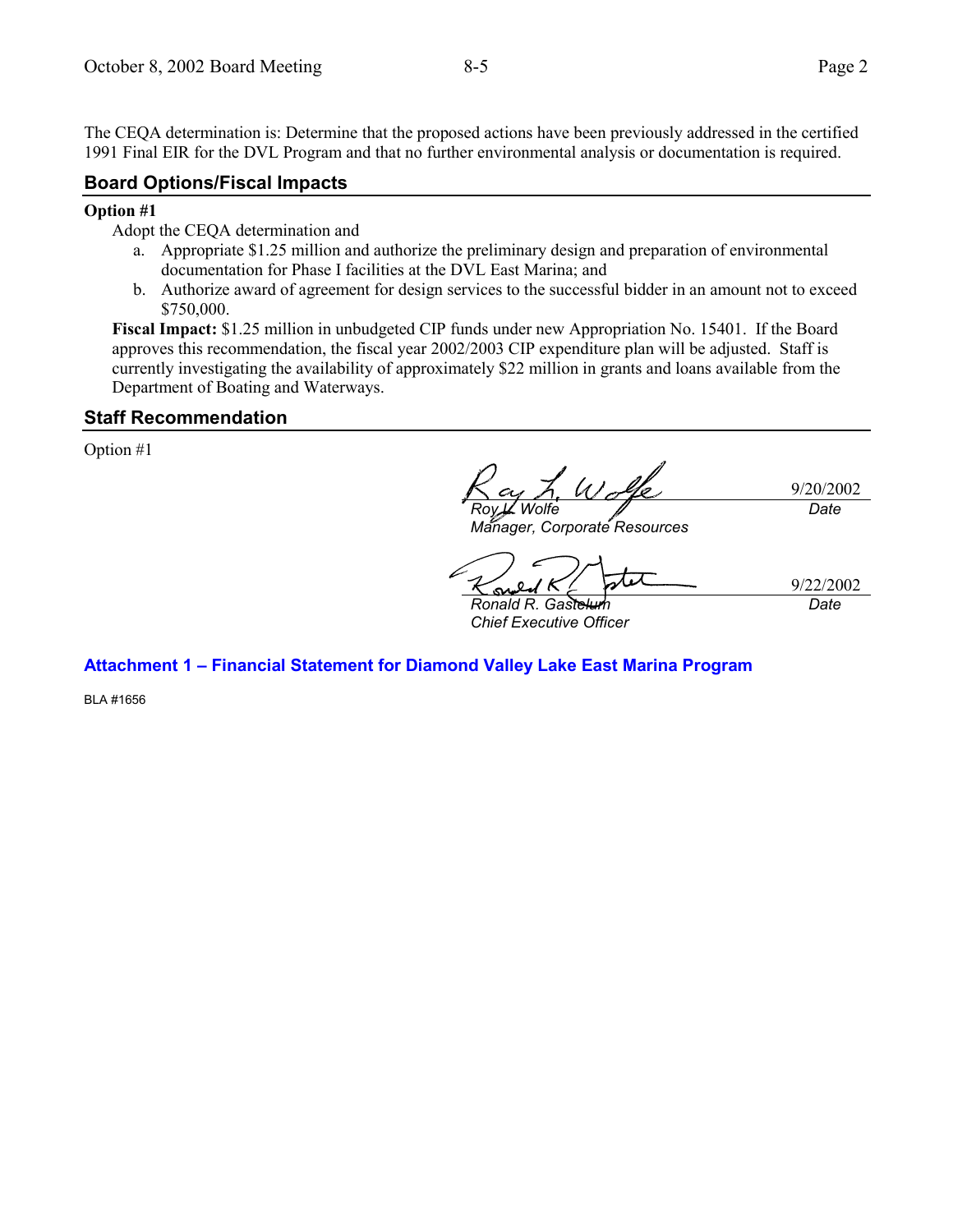The CEQA determination is: Determine that the proposed actions have been previously addressed in the certified 1991 Final EIR for the DVL Program and that no further environmental analysis or documentation is required.

## Board Options/Fiscal Impacts

**Option #1**

Adopt the CEQA determination and

a. Appropriate $1.25 million and authorize the preliminary design and preparation of environmental documentation for Phase I facilities at the DVL East Marina; and
b. Authorize award of agreement for design services to the successful bidder in an amount not to exceed $750,000.

**Fiscal Impact:** $1.25 million in unbudgeted CIP funds under new Appropriation No. 15401. If the Board approves this recommendation, the fiscal year 2002/2003 CIP expenditure plan will be adjusted. Staff is currently investigating the availability of approximately $22 million in grants and loans available from the Department of Boating and Waterways.

## Staff Recommendation

Option #1

| | |
|---|---|
| *Roy L. Wolfe* | 9/20/2002 |
| *Manager, Corporate Resources* | *Date* |

| | |
|---|---|
| *Ronald R. Gastelum* | 9/22/2002 |
| *Chief Executive Officer* | *Date* |

**Attachment 1 – Financial Statement for Diamond Valley Lake East Marina Program**

BLA #1656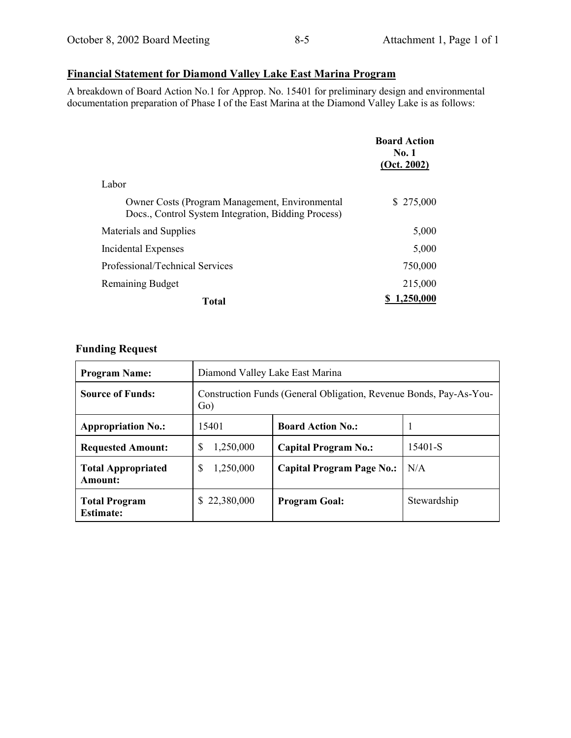## Financial Statement for Diamond Valley Lake East Marina Program

A breakdown of Board Action No.1 for Approp. No. 15401 for preliminary design and environmental documentation preparation of Phase I of the East Marina at the Diamond Valley Lake is as follows:

| | Board Action No. 1 (Oct. 2002) |
|---|---|
| Labor | |
| Owner Costs (Program Management, Environmental Docs., Control System Integration, Bidding Process) | $ 275,000 |
| Materials and Supplies | 5,000 |
| Incidental Expenses | 5,000 |
| Professional/Technical Services | 750,000 |
| Remaining Budget | 215,000 |
| **Total** | **$ 1,250,000** |

### Funding Request

| | | | |
|---|---|---|---|
| **Program Name:** | Diamond Valley Lake East Marina | | |
| **Source of Funds:** | Construction Funds (General Obligation, Revenue Bonds, Pay-As-You-Go) | | |
| **Appropriation No.:** | 15401 | **Board Action No.:** | 1 |
| **Requested Amount:** | $ 1,250,000 | **Capital Program No.:** | 15401-S |
| **Total Appropriated Amount:** | $ 1,250,000 | **Capital Program Page No.:** | N/A |
| **Total Program Estimate:** | $ 22,380,000 | **Program Goal:** | Stewardship |